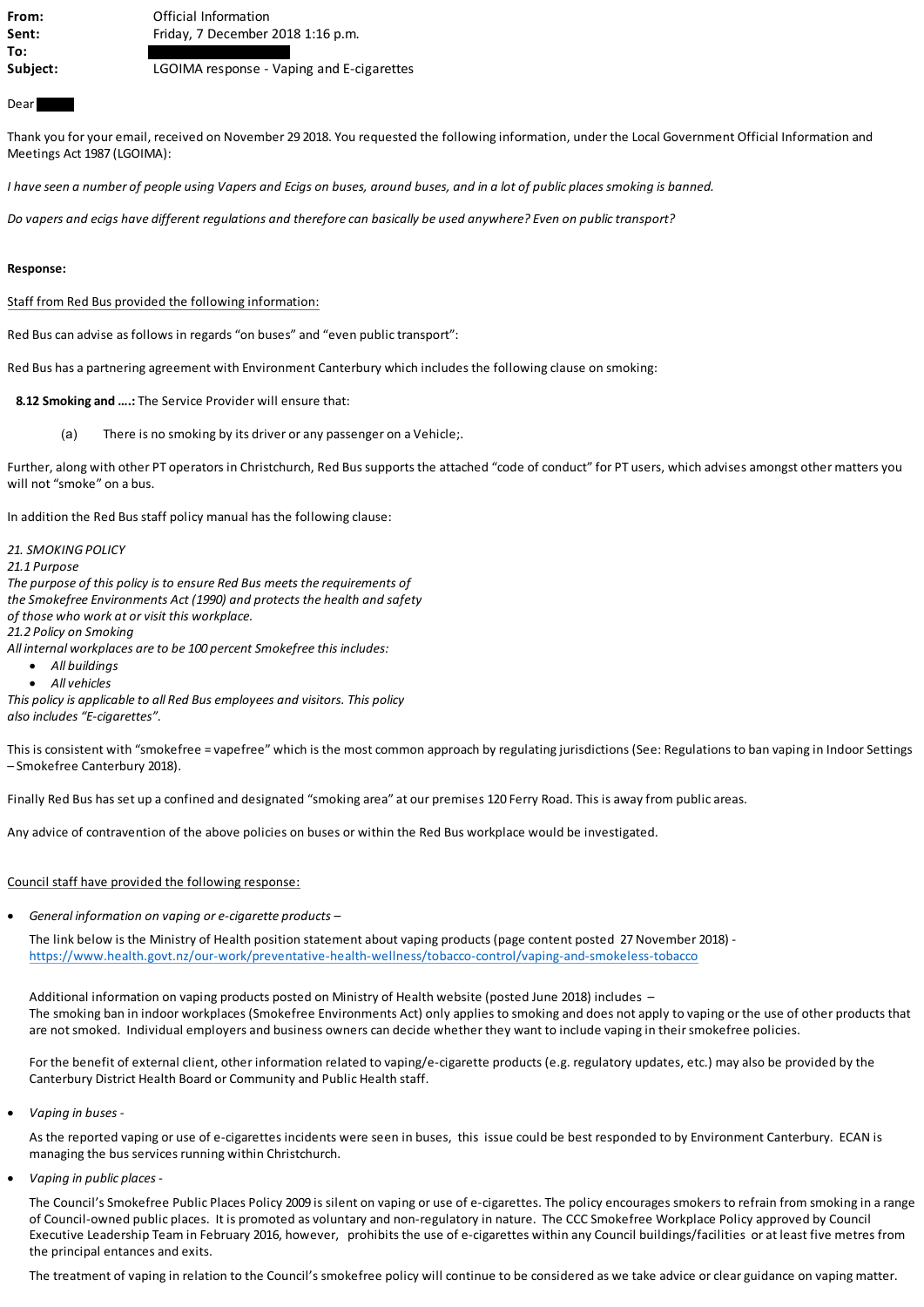**From:** Official Information
**Sent:** Friday, 7 December 2018 1:16 p.m.
**To:**
**Subject:** LGOIMA response - Vaping and E-cigarettes

Dear

Thank you for your email, received on November 29 2018. You requested the following information, under the Local Government Official Information and Meetings Act 1987 (LGOIMA):

*I have seen a number of people using Vapers and Ecigs on buses, around buses, and in a lot of public places smoking is banned.*

*Do vapers and ecigs have different regulations and therefore can basically be used anywhere? Even on public transport?*

**Response:**

Staff from Red Bus provided the following information:

Red Bus can advise as follows in regards "on buses" and "even public transport":

Red Bus has a partnering agreement with Environment Canterbury which includes the following clause on smoking:

**8.12 Smoking and ....:** The Service Provider will ensure that:

(a) There is no smoking by its driver or any passenger on a Vehicle;.

Further, along with other PT operators in Christchurch, Red Bus supports the attached "code of conduct" for PT users, which advises amongst other matters you will not "smoke" on a bus.

In addition the Red Bus staff policy manual has the following clause:

*21. SMOKING POLICY*
*21.1 Purpose*
*The purpose of this policy is to ensure Red Bus meets the requirements of the Smokefree Environments Act (1990) and protects the health and safety of those who work at or visit this workplace.*
*21.2 Policy on Smoking*
*All internal workplaces are to be 100 percent Smokefree this includes:*

- *All buildings*
- *All vehicles*

*This policy is applicable to all Red Bus employees and visitors. This policy also includes "E-cigarettes".*

This is consistent with "smokefree = vapefree" which is the most common approach by regulating jurisdictions (See: Regulations to ban vaping in Indoor Settings – Smokefree Canterbury 2018).

Finally Red Bus has set up a confined and designated "smoking area" at our premises 120 Ferry Road. This is away from public areas.

Any advice of contravention of the above policies on buses or within the Red Bus workplace would be investigated.

Council staff have provided the following response:

- *General information on vaping or e-cigarette products* –

  The link below is the Ministry of Health position statement about vaping products (page content posted 27 November 2018) - https://www.health.govt.nz/our-work/preventative-health-wellness/tobacco-control/vaping-and-smokeless-tobacco

  Additional information on vaping products posted on Ministry of Health website (posted June 2018) includes –
  The smoking ban in indoor workplaces (Smokefree Environments Act) only applies to smoking and does not apply to vaping or the use of other products that are not smoked. Individual employers and business owners can decide whether they want to include vaping in their smokefree policies.

  For the benefit of external client, other information related to vaping/e-cigarette products (e.g. regulatory updates, etc.) may also be provided by the Canterbury District Health Board or Community and Public Health staff.

- *Vaping in buses* -

  As the reported vaping or use of e-cigarettes incidents were seen in buses, this issue could be best responded to by Environment Canterbury. ECAN is managing the bus services running within Christchurch.

- *Vaping in public places* -

  The Council's Smokefree Public Places Policy 2009 is silent on vaping or use of e-cigarettes. The policy encourages smokers to refrain from smoking in a range of Council-owned public places. It is promoted as voluntary and non-regulatory in nature. The CCC Smokefree Workplace Policy approved by Council Executive Leadership Team in February 2016, however, prohibits the use of e-cigarettes within any Council buildings/facilities or at least five metres from the principal entances and exits.

  The treatment of vaping in relation to the Council's smokefree policy will continue to be considered as we take advice or clear guidance on vaping matter.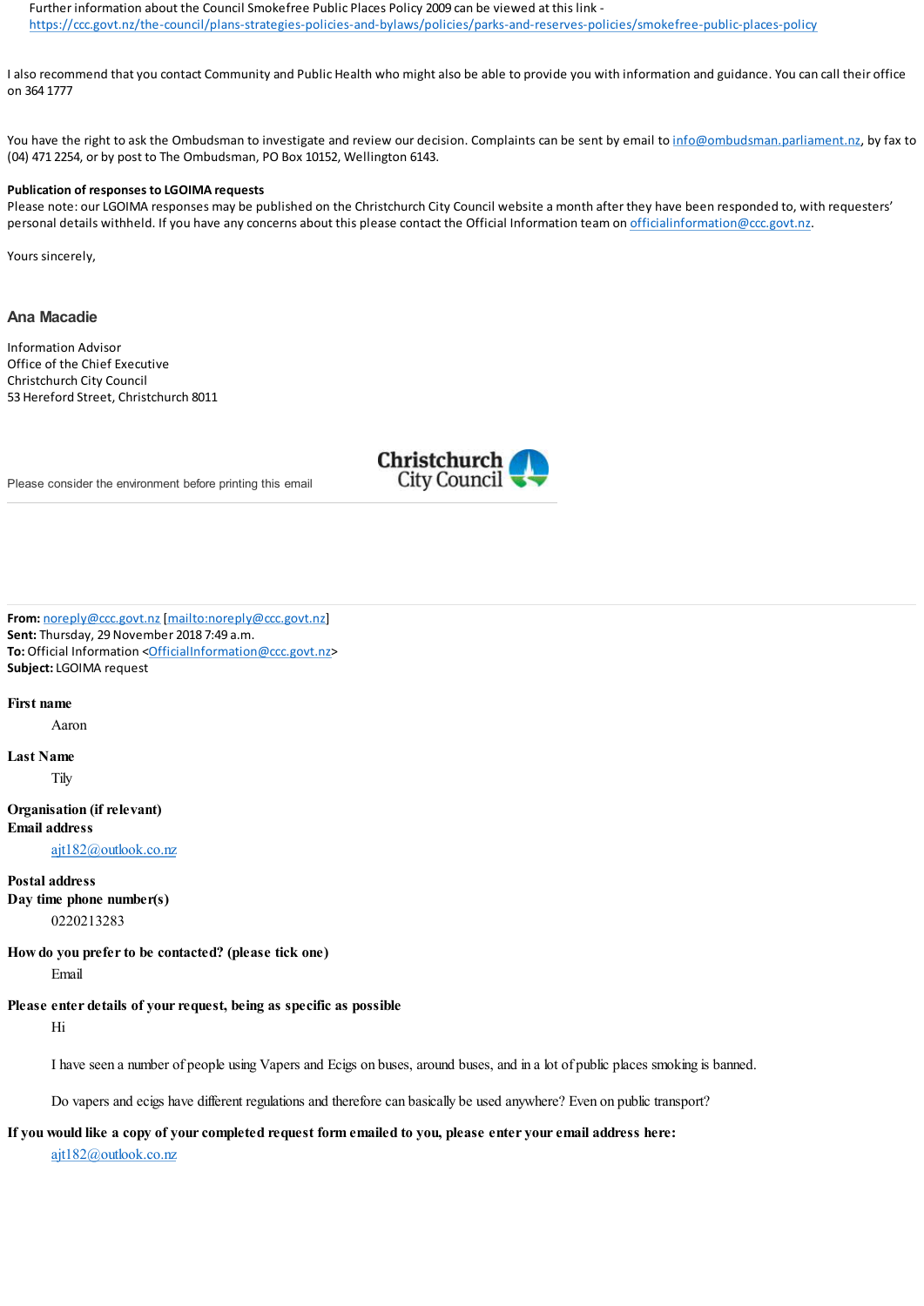Further information about the Council Smokefree Public Places Policy 2009 can be viewed at this link - https://ccc.govt.nz/the-council/plans-strategies-policies-and-bylaws/policies/parks-and-reserves-policies/smokefree-public-places-policy

I also recommend that you contact Community and Public Health who might also be able to provide you with information and guidance. You can call their office on 364 1777

You have the right to ask the Ombudsman to investigate and review our decision. Complaints can be sent by email to info@ombudsman.parliament.nz, by fax to (04) 471 2254, or by post to The Ombudsman, PO Box 10152, Wellington 6143.

**Publication of responses to LGOIMA requests**
Please note: our LGOIMA responses may be published on the Christchurch City Council website a month after they have been responded to, with requesters' personal details withheld. If you have any concerns about this please contact the Official Information team on officialinformation@ccc.govt.nz.

Yours sincerely,

**Ana Macadie**

Information Advisor
Office of the Chief Executive
Christchurch City Council
53 Hereford Street, Christchurch 8011

Please consider the environment before printing this email

Christchurch City Council

---

**From:** noreply@ccc.govt.nz [mailto:noreply@ccc.govt.nz]
**Sent:** Thursday, 29 November 2018 7:49 a.m.
**To:** Official Information <OfficialInformation@ccc.govt.nz>
**Subject:** LGOIMA request

**First name**
Aaron

**Last Name**
Tily

**Organisation (if relevant)**
**Email address**
ajt182@outlook.co.nz

**Postal address**
**Day time phone number(s)**
0220213283

**How do you prefer to be contacted? (please tick one)**
Email

**Please enter details of your request, being as specific as possible**
Hi

I have seen a number of people using Vapers and Ecigs on buses, around buses, and in a lot of public places smoking is banned.

Do vapers and ecigs have different regulations and therefore can basically be used anywhere? Even on public transport?

**If you would like a copy of your completed request form emailed to you, please enter your email address here:**
ajt182@outlook.co.nz